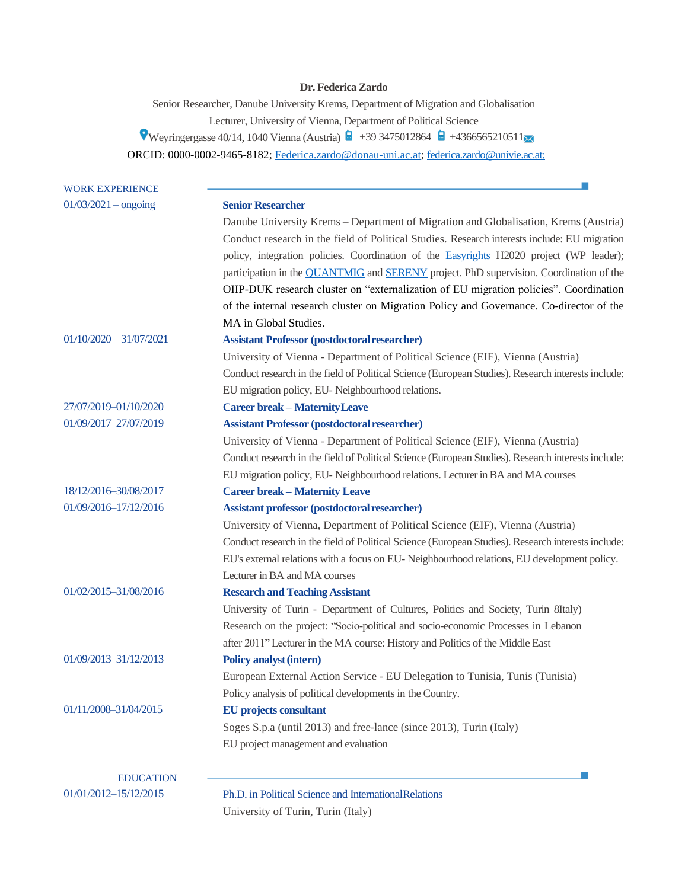**Dr. Federica Zardo**

Senior Researcher, Danube University Krems, Department of Migration and Globalisation

Lecturer, University of Vienna, Department of Political Science

Weyringergasse 40/14, 1040 Vienna (Austria) +39 3475012864 +4366565210511

ORCID: 0000-0002-9465-8182; Federica.zardo@donau-uni.ac.at; federica.zardo@univie.ac.at;

## WORK EXPERIENCE

01/03/2021 – ongoing

**Senior Researcher**

Danube University Krems – Department of Migration and Globalisation, Krems (Austria)

Conduct research in the field of Political Studies. Research interests include: EU migration policy, integration policies. Coordination of the Easyrights H2020 project (WP leader); participation in the QUANTMIG and SERENY project. PhD supervision. Coordination of the OIIP-DUK research cluster on "externalization of EU migration policies". Coordination of the internal research cluster on Migration Policy and Governance. Co-director of the MA in Global Studies.

01/10/2020 – 31/07/2021

**Assistant Professor (postdoctoral researcher)**

University of Vienna - Department of Political Science (EIF), Vienna (Austria)

Conduct research in the field of Political Science (European Studies). Research interests include: EU migration policy, EU- Neighbourhood relations.

27/07/2019–01/10/2020

**Career break – Maternity Leave**

01/09/2017–27/07/2019

**Assistant Professor (postdoctoral researcher)**

University of Vienna - Department of Political Science (EIF), Vienna (Austria)

Conduct research in the field of Political Science (European Studies). Research interests include: EU migration policy, EU- Neighbourhood relations. Lecturer in BA and MA courses

18/12/2016–30/08/2017

**Career break – Maternity Leave**

01/09/2016–17/12/2016

**Assistant professor (postdoctoral researcher)**

University of Vienna, Department of Political Science (EIF), Vienna (Austria)

Conduct research in the field of Political Science (European Studies). Research interests include: EU's external relations with a focus on EU- Neighbourhood relations, EU development policy. Lecturer in BA and MA courses

01/02/2015–31/08/2016

**Research and Teaching Assistant**

University of Turin - Department of Cultures, Politics and Society, Turin 8Italy)

Research on the project: "Socio-political and socio-economic Processes in Lebanon after 2011" Lecturer in the MA course: History and Politics of the Middle East

01/09/2013–31/12/2013

**Policy analyst (intern)**

European External Action Service - EU Delegation to Tunisia, Tunis (Tunisia)

Policy analysis of political developments in the Country.

01/11/2008–31/04/2015

**EU projects consultant**

Soges S.p.a (until 2013) and free-lance (since 2013), Turin (Italy)

EU project management and evaluation

## EDUCATION

01/01/2012–15/12/2015

Ph.D. in Political Science and International Relations

University of Turin, Turin (Italy)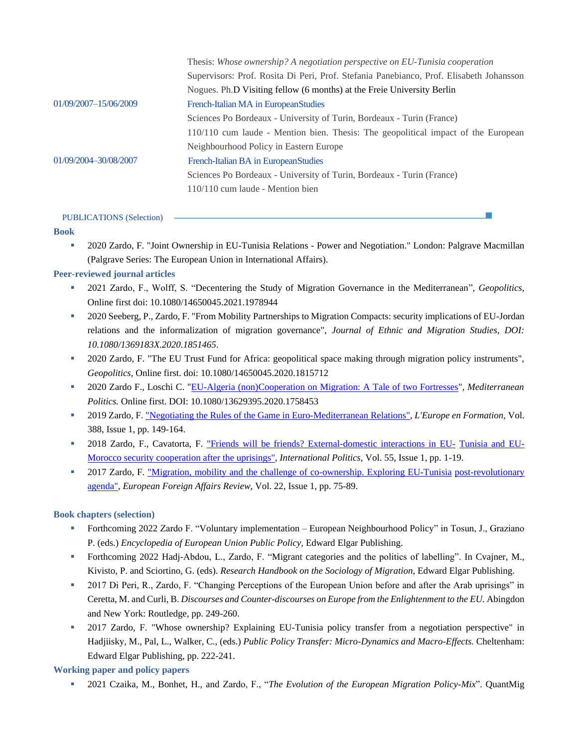Thesis: *Whose ownership? A negotiation perspective on EU-Tunisia cooperation*
Supervisors: Prof. Rosita Di Peri, Prof. Stefania Panebianco, Prof. Elisabeth Johansson Nogues. Ph.D Visiting fellow (6 months) at the Freie University Berlin

01/09/2007–15/06/2009 French-Italian MA in EuropeanStudies
Sciences Po Bordeaux - University of Turin, Bordeaux - Turin (France)
110/110 cum laude - Mention bien. Thesis: The geopolitical impact of the European Neighbourhood Policy in Eastern Europe

01/09/2004–30/08/2007 French-Italian BA in EuropeanStudies
Sciences Po Bordeaux - University of Turin, Bordeaux - Turin (France)
110/110 cum laude - Mention bien

## PUBLICATIONS (Selection)

### Book

- 2020 Zardo, F. "Joint Ownership in EU-Tunisia Relations - Power and Negotiation." London: Palgrave Macmillan (Palgrave Series: The European Union in International Affairs).

### Peer-reviewed journal articles

- 2021 Zardo, F., Wolff, S. "Decentering the Study of Migration Governance in the Mediterranean", *Geopolitics*, Online first doi: 10.1080/14650045.2021.1978944
- 2020 Seeberg, P., Zardo, F. "From Mobility Partnerships to Migration Compacts: security implications of EU-Jordan relations and the informalization of migration governance", *Journal of Ethnic and Migration Studies, DOI: 10.1080/1369183X.2020.1851465*.
- 2020 Zardo, F. "The EU Trust Fund for Africa: geopolitical space making through migration policy instruments", *Geopolitics*, Online first. doi: 10.1080/14650045.2020.1815712
- 2020 Zardo F., Loschi C. "EU-Algeria (non)Cooperation on Migration: A Tale of two Fortresses", *Mediterranean Politics.* Online first. DOI: 10.1080/13629395.2020.1758453
- 2019 Zardo, F. "Negotiating the Rules of the Game in Euro-Mediterranean Relations", *L'Europe en Formation*, Vol. 388, Issue 1, pp. 149-164.
- 2018 Zardo, F., Cavatorta, F. "Friends will be friends? External-domestic interactions in EU- Tunisia and EU-Morocco security cooperation after the uprisings", *International Politics*, Vol. 55, Issue 1, pp. 1-19.
- 2017 Zardo, F. "Migration, mobility and the challenge of co-ownership. Exploring EU-Tunisia post-revolutionary agenda", *European Foreign Affairs Review*, Vol. 22, Issue 1, pp. 75-89.

### Book chapters (selection)

- Forthcoming 2022 Zardo F. "Voluntary implementation – European Neighbourhood Policy" in Tosun, J., Graziano P. (eds.) *Encyclopedia of European Union Public Policy,* Edward Elgar Publishing.
- Forthcoming 2022 Hadj-Abdou, L., Zardo, F. "Migrant categories and the politics of labelling". In Cvajner, M., Kivisto, P. and Sciortino, G. (eds). *Research Handbook on the Sociology of Migration,* Edward Elgar Publishing.
- 2017 Di Peri, R., Zardo, F. "Changing Perceptions of the European Union before and after the Arab uprisings" in Ceretta, M. and Curli, B. *Discourses and Counter-discourses on Europe from the Enlightenment to the EU.* Abingdon and New York: Routledge, pp. 249-260.
- 2017 Zardo, F. "Whose ownership? Explaining EU-Tunisia policy transfer from a negotiation perspective" in Hadjiisky, M., Pal, L., Walker, C., (eds.) *Public Policy Transfer: Micro-Dynamics and Macro-Effects.* Cheltenham: Edward Elgar Publishing, pp. 222-241.

### Working paper and policy papers

- 2021 Czaika, M., Bonhet, H., and Zardo, F., "*The Evolution of the European Migration Policy-Mix*". QuantMig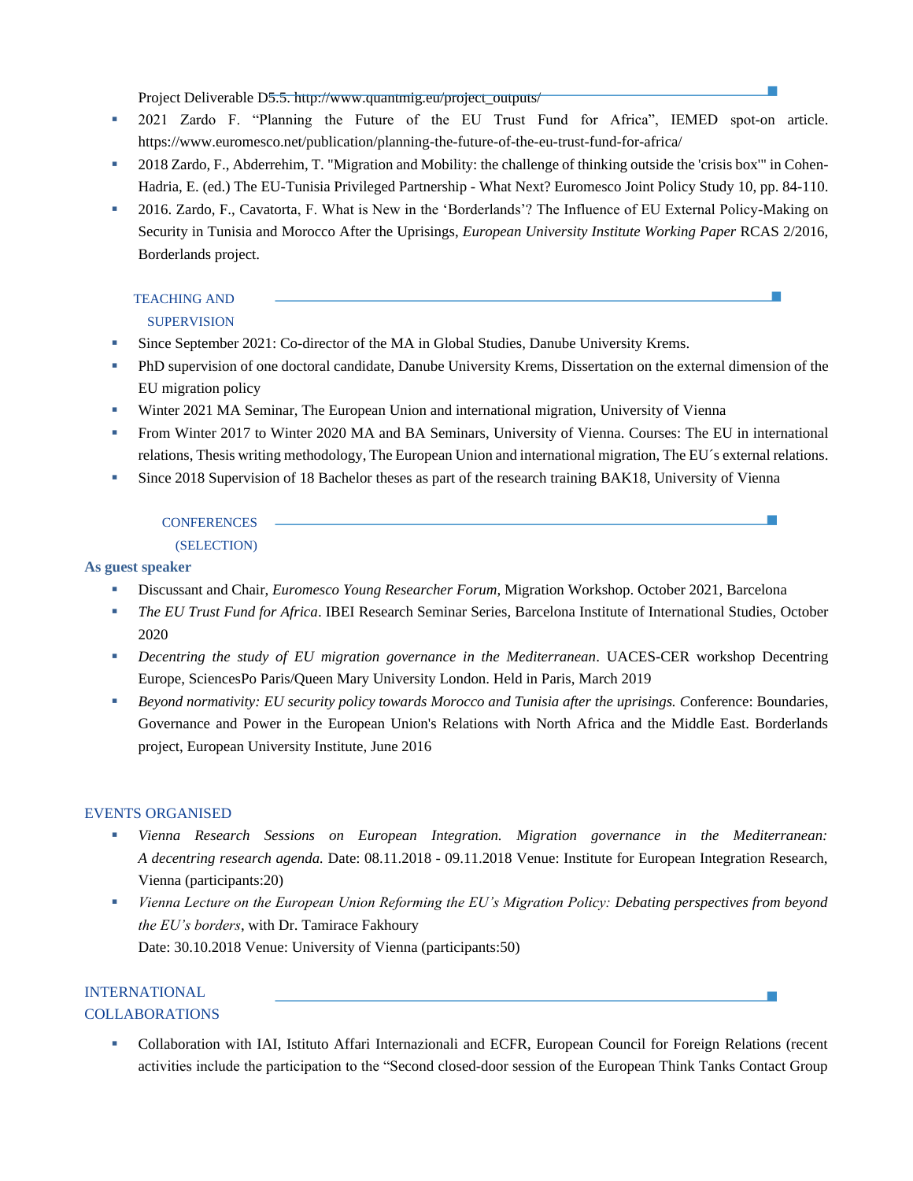Project Deliverable D5.5. http://www.quantmig.eu/project_outputs/

- 2021 Zardo F. "Planning the Future of the EU Trust Fund for Africa", IEMED spot-on article. https://www.euromesco.net/publication/planning-the-future-of-the-eu-trust-fund-for-africa/
- 2018 Zardo, F., Abderrehim, T. "Migration and Mobility: the challenge of thinking outside the 'crisis box'" in Cohen-Hadria, E. (ed.) The EU-Tunisia Privileged Partnership - What Next? Euromesco Joint Policy Study 10, pp. 84-110.
- 2016. Zardo, F., Cavatorta, F. What is New in the 'Borderlands'? The Influence of EU External Policy-Making on Security in Tunisia and Morocco After the Uprisings, *European University Institute Working Paper* RCAS 2/2016, Borderlands project.

## TEACHING AND SUPERVISION

- Since September 2021: Co-director of the MA in Global Studies, Danube University Krems.
- PhD supervision of one doctoral candidate, Danube University Krems, Dissertation on the external dimension of the EU migration policy
- Winter 2021 MA Seminar, The European Union and international migration, University of Vienna
- From Winter 2017 to Winter 2020 MA and BA Seminars, University of Vienna. Courses: The EU in international relations, Thesis writing methodology, The European Union and international migration, The EU´s external relations.
- Since 2018 Supervision of 18 Bachelor theses as part of the research training BAK18, University of Vienna

## CONFERENCES (SELECTION)

**As guest speaker**

- Discussant and Chair, *Euromesco Young Researcher Forum*, Migration Workshop. October 2021, Barcelona
- *The EU Trust Fund for Africa*. IBEI Research Seminar Series, Barcelona Institute of International Studies, October 2020
- *Decentring the study of EU migration governance in the Mediterranean*. UACES-CER workshop Decentring Europe, SciencesPo Paris/Queen Mary University London. Held in Paris, March 2019
- *Beyond normativity: EU security policy towards Morocco and Tunisia after the uprisings. C*onference: Boundaries, Governance and Power in the European Union's Relations with North Africa and the Middle East. Borderlands project, European University Institute, June 2016

## EVENTS ORGANISED

- *Vienna Research Sessions on European Integration. Migration governance in the Mediterranean: A decentring research agenda.* Date: 08.11.2018 - 09.11.2018 Venue: Institute for European Integration Research, Vienna (participants:20)
- *Vienna Lecture on the European Union Reforming the EU's Migration Policy: Debating perspectives from beyond the EU's borders*, with Dr. Tamirace Fakhoury
  Date: 30.10.2018 Venue: University of Vienna (participants:50)

## INTERNATIONAL COLLABORATIONS

- Collaboration with IAI, Istituto Affari Internazionali and ECFR, European Council for Foreign Relations (recent activities include the participation to the "Second closed-door session of the European Think Tanks Contact Group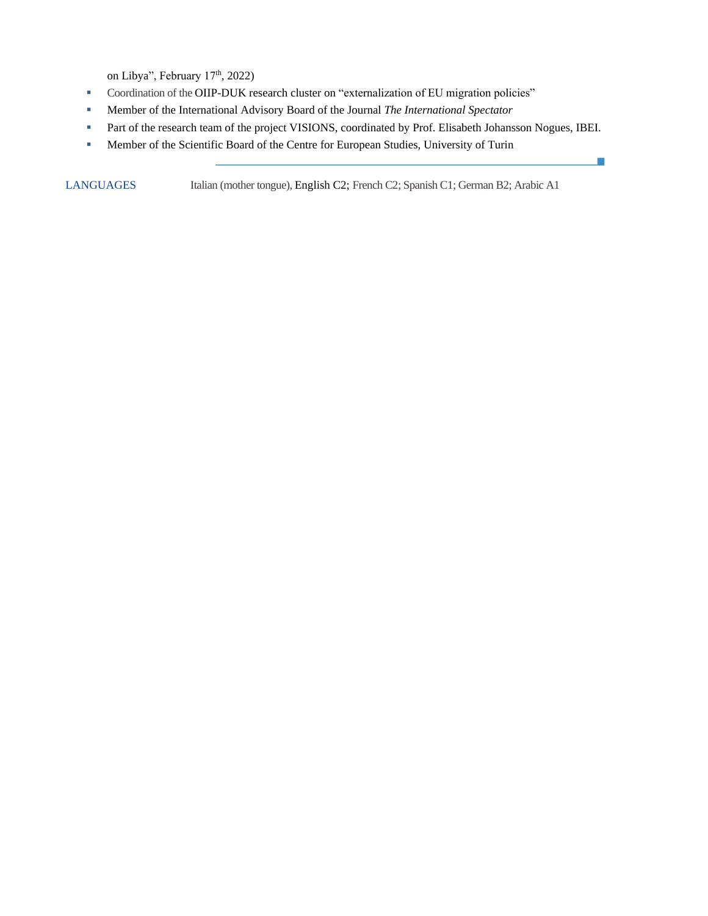on Libya", February 17th, 2022)

- Coordination of the OIIP-DUK research cluster on "externalization of EU migration policies"
- Member of the International Advisory Board of the Journal *The International Spectator*
- Part of the research team of the project VISIONS, coordinated by Prof. Elisabeth Johansson Nogues, IBEI.
- Member of the Scientific Board of the Centre for European Studies, University of Turin

LANGUAGES Italian (mother tongue), English C2; French C2; Spanish C1; German B2; Arabic A1